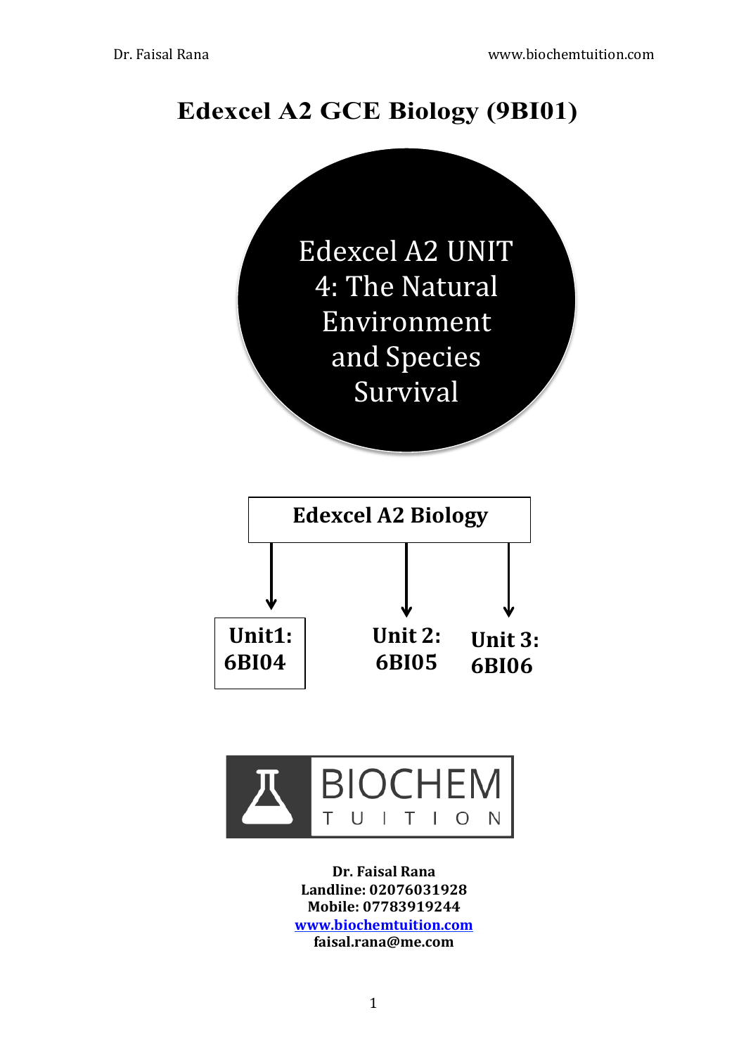# Edexcel A2 GCE Biology (9BI01)

## Edexcel A2 UNIT 4: The Natural Environment and Species Survival

**Edexcel A2 Biology**

- **Unit1: 6BI04**
- **Unit 2: 6BI05**
- **Unit 3: 6BI06**

BIOCHEM TUITION

**Dr. Faisal Rana**
**Landline: 02076031928**
**Mobile: 07783919244**
**[www.biochemtuition.com](http://www.biochemtuition.com)**
**faisal.rana@me.com**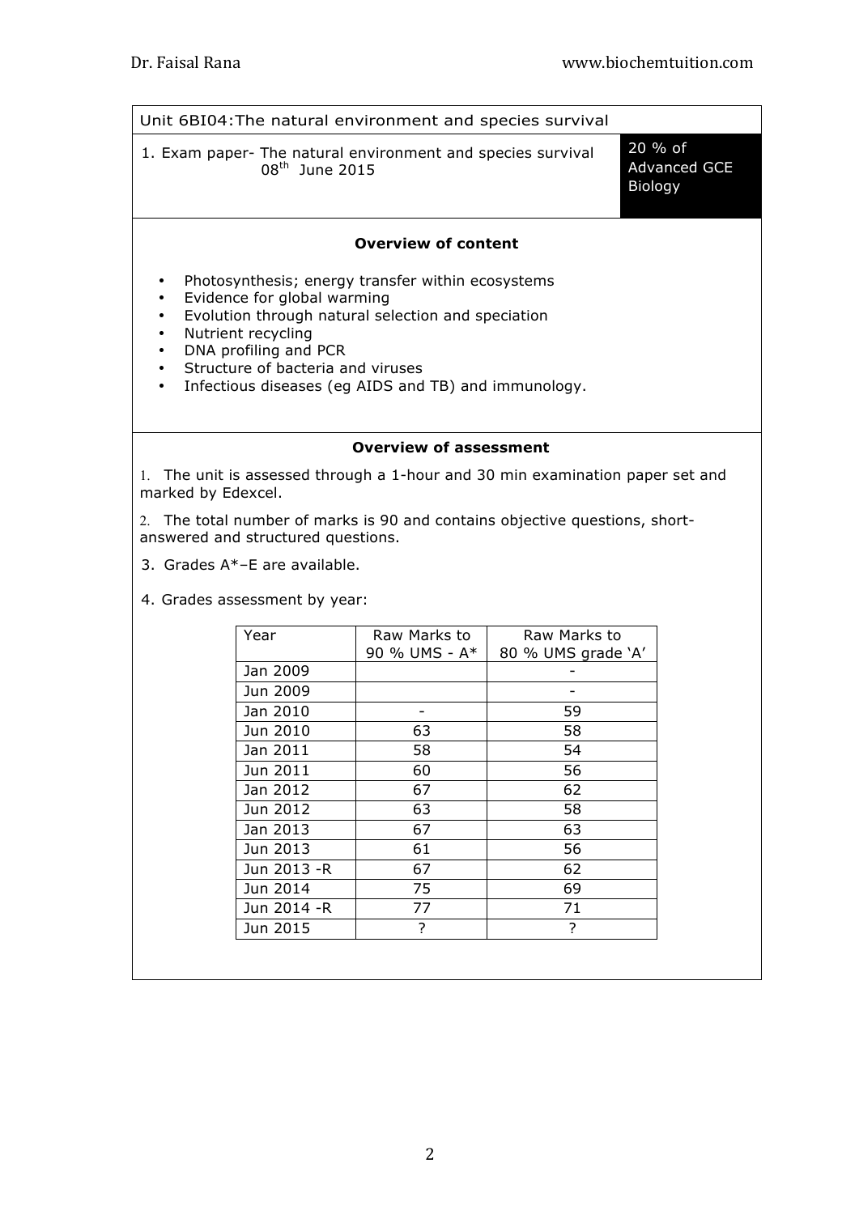## Unit 6BI04: The natural environment and species survival

1. Exam paper- The natural environment and species survival 08th June 2015

**20 % of Advanced GCE Biology**

### Overview of content

- Photosynthesis; energy transfer within ecosystems
- Evidence for global warming
- Evolution through natural selection and speciation
- Nutrient recycling
- DNA profiling and PCR
- Structure of bacteria and viruses
- Infectious diseases (eg AIDS and TB) and immunology.

### Overview of assessment

1. The unit is assessed through a 1-hour and 30 min examination paper set and marked by Edexcel.

2. The total number of marks is 90 and contains objective questions, short-answered and structured questions.

3. Grades A*–E are available.

4. Grades assessment by year:

| Year | Raw Marks to 90 % UMS - A* | Raw Marks to 80 % UMS grade 'A' |
|---|---|---|
| Jan 2009 | | - |
| Jun 2009 | | - |
| Jan 2010 | - | 59 |
| Jun 2010 | 63 | 58 |
| Jan 2011 | 58 | 54 |
| Jun 2011 | 60 | 56 |
| Jan 2012 | 67 | 62 |
| Jun 2012 | 63 | 58 |
| Jan 2013 | 67 | 63 |
| Jun 2013 | 61 | 56 |
| Jun 2013 -R | 67 | 62 |
| Jun 2014 | 75 | 69 |
| Jun 2014 -R | 77 | 71 |
| Jun 2015 | ? | ? |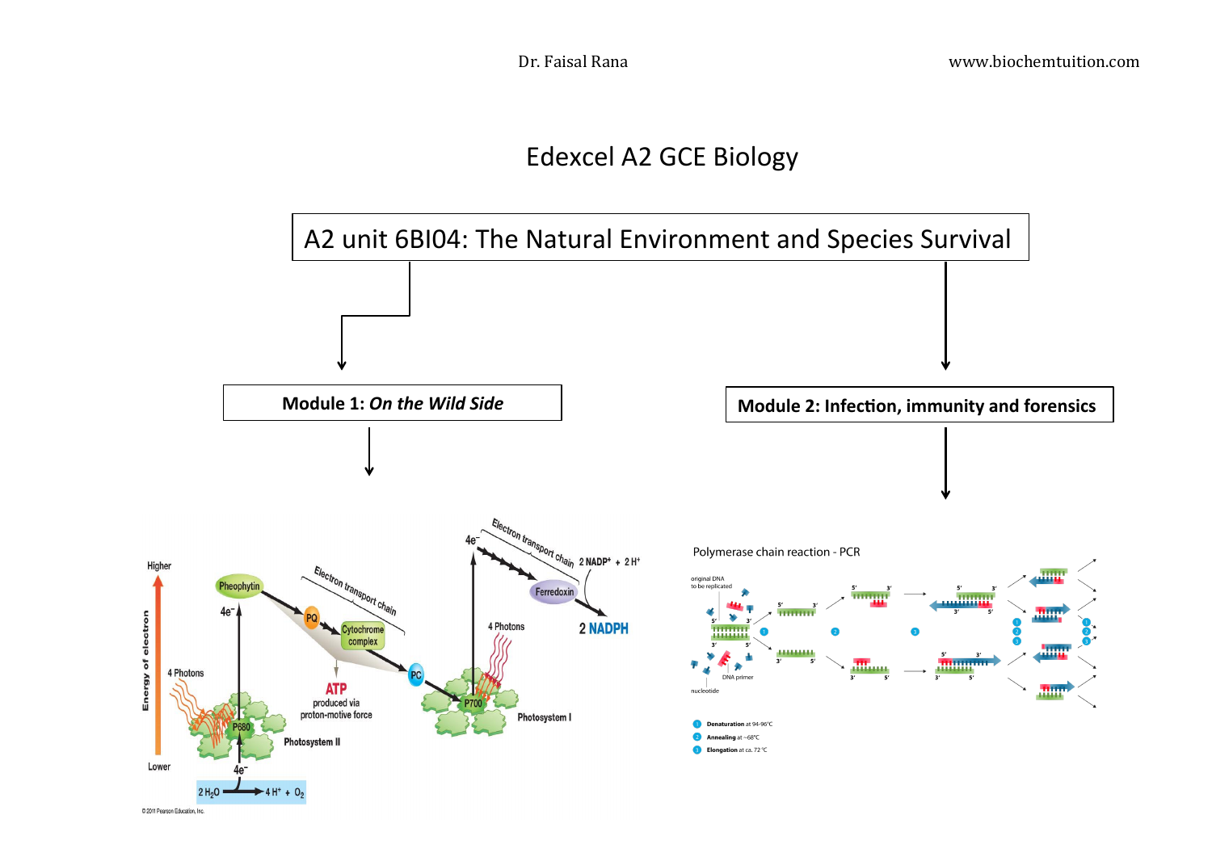# Edexcel A2 GCE Biology

## A2 unit 6BI04: The Natural Environment and Species Survival

### Module 1: *On the Wild Side*

### Module 2: Infection, immunity and forensics

Polymerase chain reaction - PCR

1. **Denaturation** at 94-96°C
2. **Annealing** at ~68°C
3. **Elongation** at ca. 72°C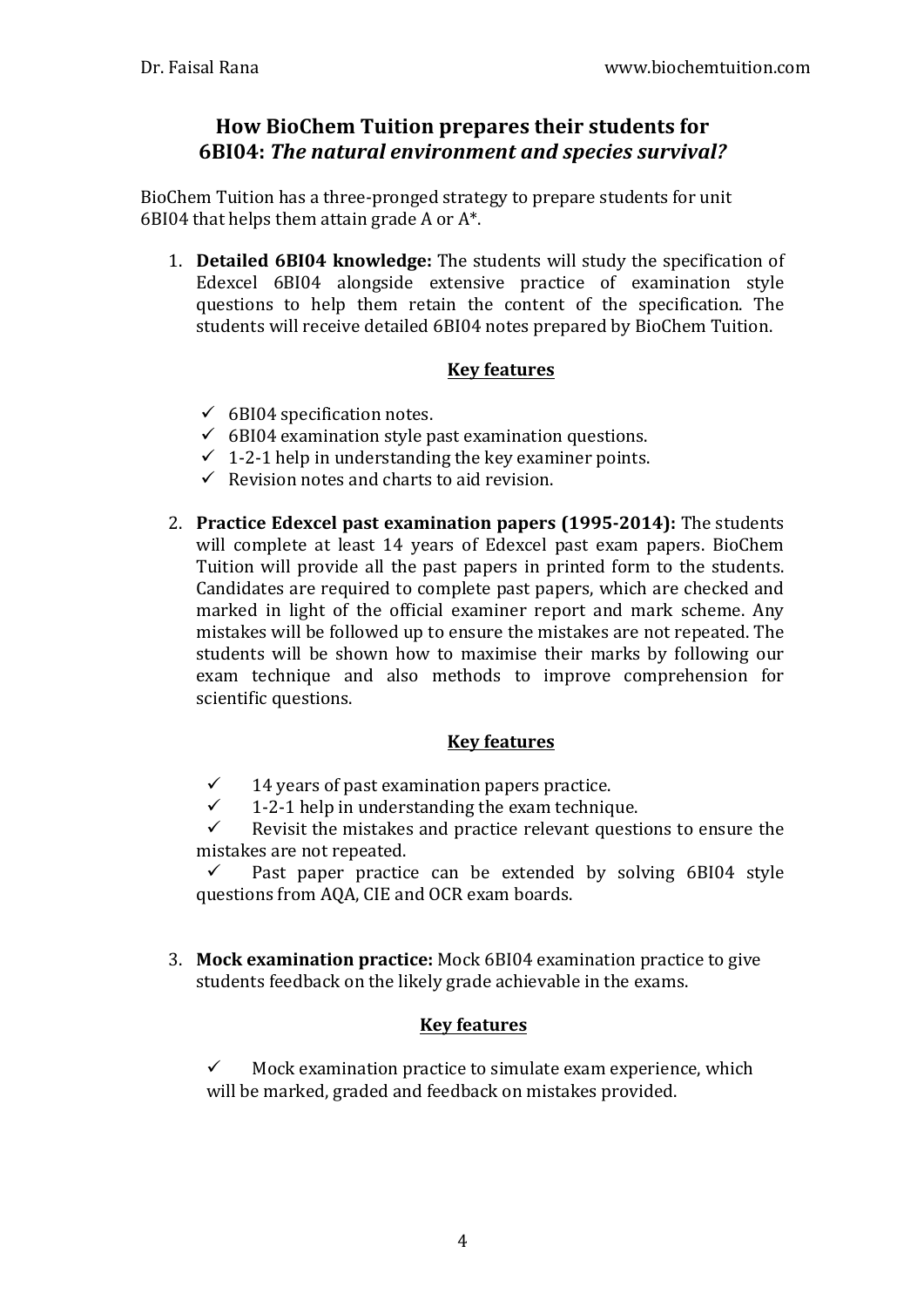## How BioChem Tuition prepares their students for 6BI04: *The natural environment and species survival?*

BioChem Tuition has a three-pronged strategy to prepare students for unit 6BI04 that helps them attain grade A or A*.

1. **Detailed 6BI04 knowledge:** The students will study the specification of Edexcel 6BI04 alongside extensive practice of examination style questions to help them retain the content of the specification. The students will receive detailed 6BI04 notes prepared by BioChem Tuition.

   **Key features**

   - ✓ 6BI04 specification notes.
   - ✓ 6BI04 examination style past examination questions.
   - ✓ 1-2-1 help in understanding the key examiner points.
   - ✓ Revision notes and charts to aid revision.

2. **Practice Edexcel past examination papers (1995-2014):** The students will complete at least 14 years of Edexcel past exam papers. BioChem Tuition will provide all the past papers in printed form to the students. Candidates are required to complete past papers, which are checked and marked in light of the official examiner report and mark scheme. Any mistakes will be followed up to ensure the mistakes are not repeated. The students will be shown how to maximise their marks by following our exam technique and also methods to improve comprehension for scientific questions.

   **Key features**

   - ✓ 14 years of past examination papers practice.
   - ✓ 1-2-1 help in understanding the exam technique.
   - ✓ Revisit the mistakes and practice relevant questions to ensure the mistakes are not repeated.
   - ✓ Past paper practice can be extended by solving 6BI04 style questions from AQA, CIE and OCR exam boards.

3. **Mock examination practice:** Mock 6BI04 examination practice to give students feedback on the likely grade achievable in the exams.

   **Key features**

   - ✓ Mock examination practice to simulate exam experience, which will be marked, graded and feedback on mistakes provided.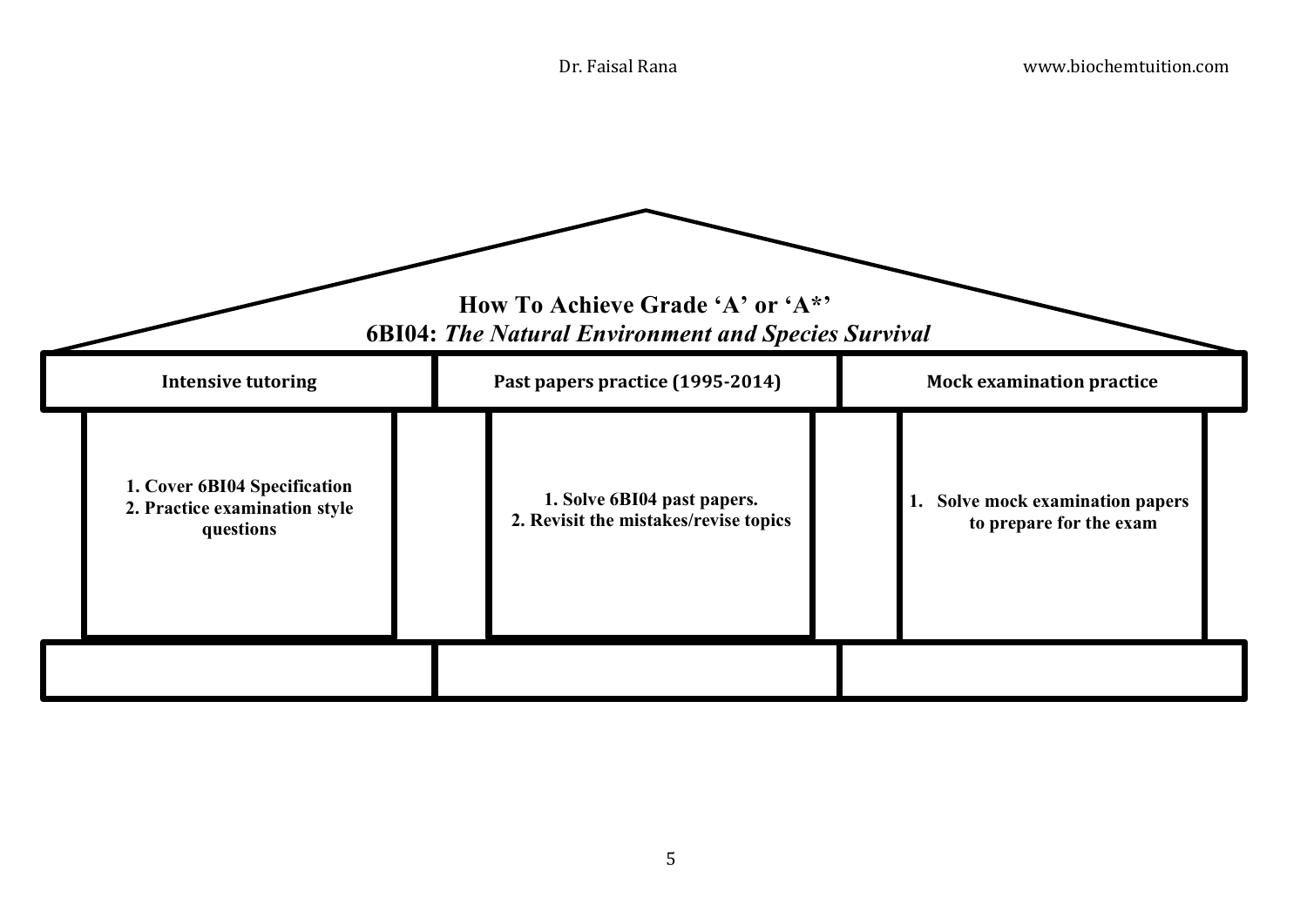# How To Achieve Grade 'A' or 'A*'

## 6BI04: *The Natural Environment and Species Survival*

| Intensive tutoring | Past papers practice (1995-2014) | Mock examination practice |
| --- | --- | --- |
| **1. Cover 6BI04 Specification**<br>**2. Practice examination style questions** | **1. Solve 6BI04 past papers.**<br>**2. Revisit the mistakes/revise topics** | **1. Solve mock examination papers to prepare for the exam** |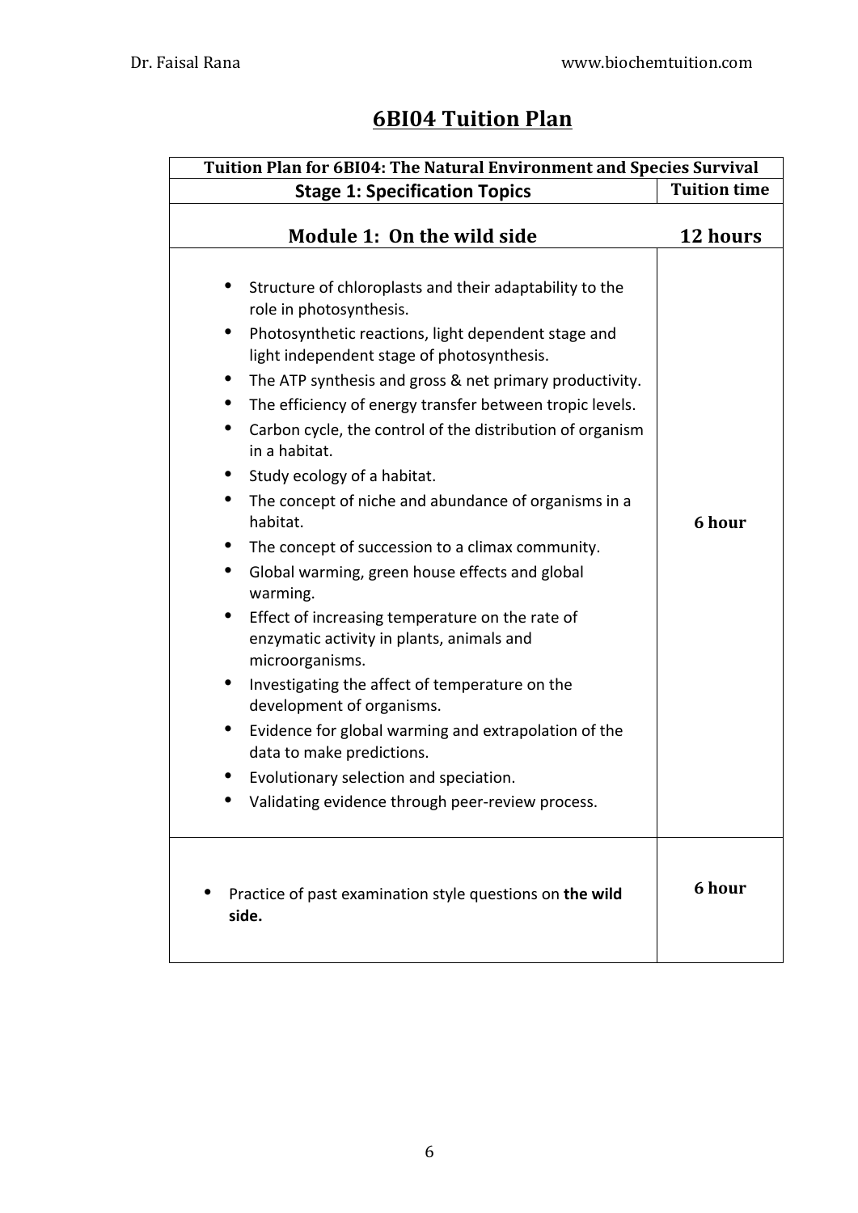# 6BI04 Tuition Plan

| Tuition Plan for 6BI04: The Natural Environment and Species Survival | |
|---|---|
| **Stage 1: Specification Topics** | **Tuition time** |
| **Module 1: On the wild side** | **12 hours** |
| • Structure of chloroplasts and their adaptability to the role in photosynthesis.<br>• Photosynthetic reactions, light dependent stage and light independent stage of photosynthesis.<br>• The ATP synthesis and gross & net primary productivity.<br>• The efficiency of energy transfer between tropic levels.<br>• Carbon cycle, the control of the distribution of organism in a habitat.<br>• Study ecology of a habitat.<br>• The concept of niche and abundance of organisms in a habitat.<br>• The concept of succession to a climax community.<br>• Global warming, green house effects and global warming.<br>• Effect of increasing temperature on the rate of enzymatic activity in plants, animals and microorganisms.<br>• Investigating the affect of temperature on the development of organisms.<br>• Evidence for global warming and extrapolation of the data to make predictions.<br>• Evolutionary selection and speciation.<br>• Validating evidence through peer-review process. | **6 hour** |
| • Practice of past examination style questions on **the wild side.** | **6 hour** |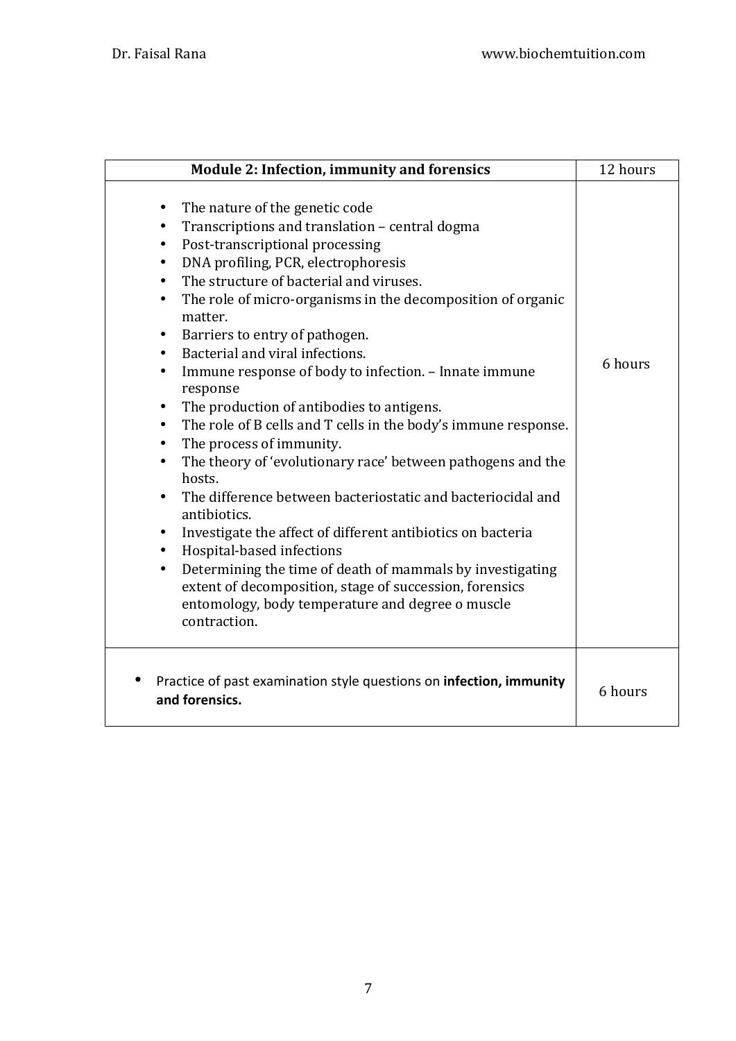| Module 2: Infection, immunity and forensics | 12 hours |
| --- | --- |
| • The nature of the genetic code<br>• Transcriptions and translation – central dogma<br>• Post-transcriptional processing<br>• DNA profiling, PCR, electrophoresis<br>• The structure of bacterial and viruses.<br>• The role of micro-organisms in the decomposition of organic matter.<br>• Barriers to entry of pathogen.<br>• Bacterial and viral infections.<br>• Immune response of body to infection. – Innate immune response<br>• The production of antibodies to antigens.<br>• The role of B cells and T cells in the body's immune response.<br>• The process of immunity.<br>• The theory of 'evolutionary race' between pathogens and the hosts.<br>• The difference between bacteriostatic and bacteriocidal and antibiotics.<br>• Investigate the affect of different antibiotics on bacteria<br>• Hospital-based infections<br>• Determining the time of death of mammals by investigating extent of decomposition, stage of succession, forensics entomology, body temperature and degree o muscle contraction. | 6 hours |
| • Practice of past examination style questions on **infection, immunity and forensics.** | 6 hours |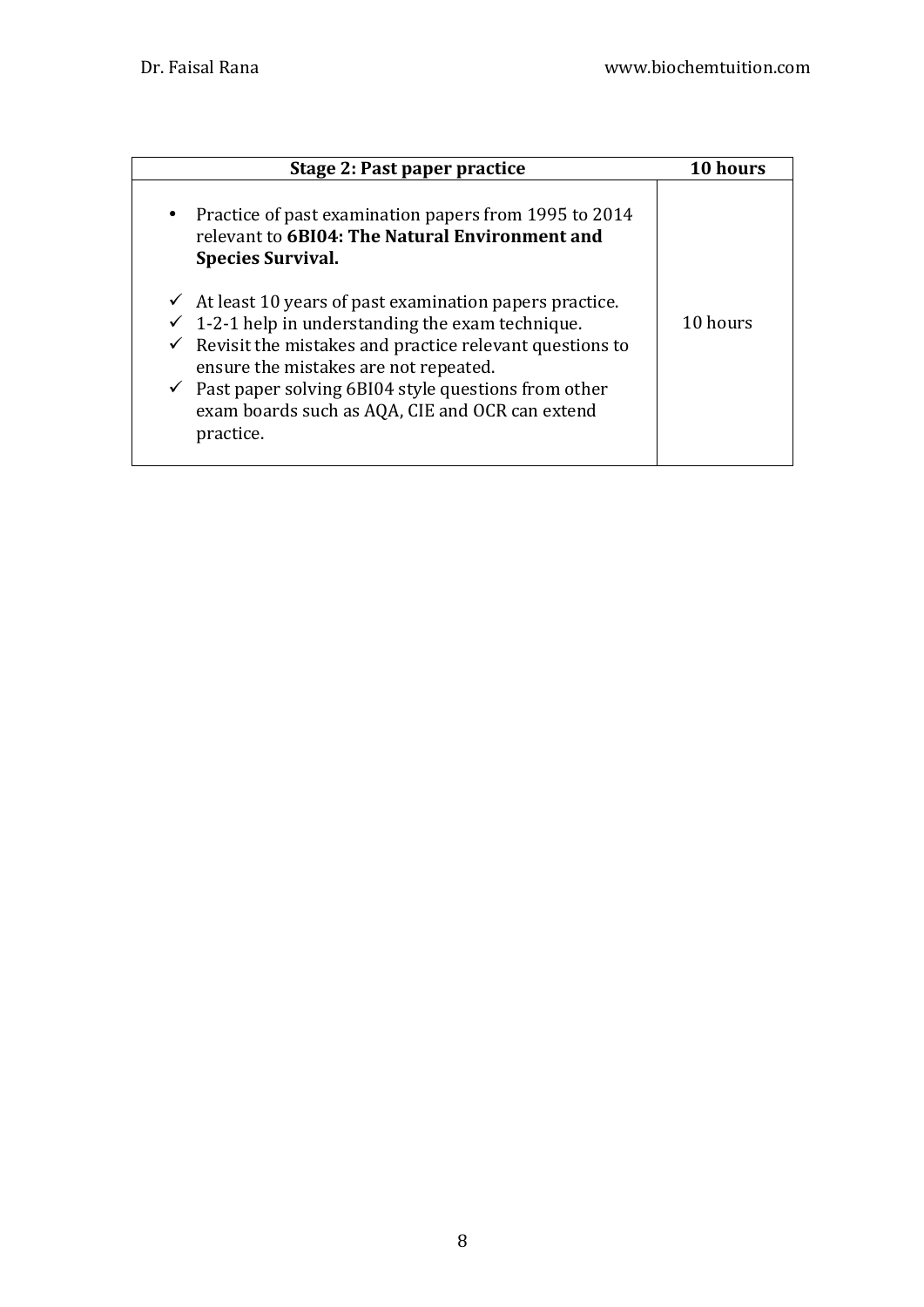| Stage 2: Past paper practice | 10 hours |
|---|---|
| • Practice of past examination papers from 1995 to 2014 relevant to **6BI04: The Natural Environment and Species Survival.**<br><br>✓ At least 10 years of past examination papers practice.<br>✓ 1-2-1 help in understanding the exam technique.<br>✓ Revisit the mistakes and practice relevant questions to ensure the mistakes are not repeated.<br>✓ Past paper solving 6BI04 style questions from other exam boards such as AQA, CIE and OCR can extend practice. | 10 hours |